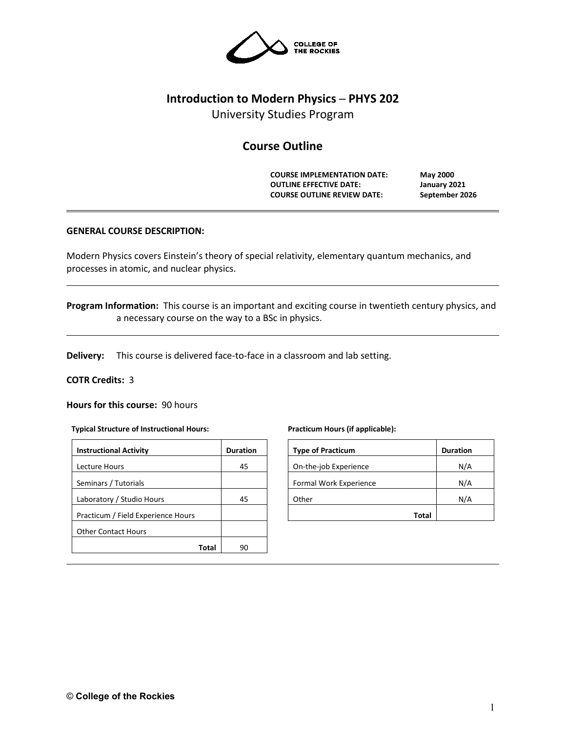COLLEGE OF THE ROCKIES

# Introduction to Modern Physics – PHYS 202

University Studies Program

## Course Outline

**COURSE IMPLEMENTATION DATE:** **May 2000**
**OUTLINE EFFECTIVE DATE:** **January 2021**
**COURSE OUTLINE REVIEW DATE:** **September 2026**

---

**GENERAL COURSE DESCRIPTION:**

Modern Physics covers Einstein's theory of special relativity, elementary quantum mechanics, and processes in atomic, and nuclear physics.

---

**Program Information:** This course is an important and exciting course in twentieth century physics, and a necessary course on the way to a BSc in physics.

---

**Delivery:** This course is delivered face-to-face in a classroom and lab setting.

**COTR Credits:** 3

**Hours for this course:** 90 hours

**Typical Structure of Instructional Hours:**

| Instructional Activity | Duration |
|---|---|
| Lecture Hours | 45 |
| Seminars / Tutorials | |
| Laboratory / Studio Hours | 45 |
| Practicum / Field Experience Hours | |
| Other Contact Hours | |
| **Total** | 90 |

**Practicum Hours (if applicable):**

| Type of Practicum | Duration |
|---|---|
| On-the-job Experience | N/A |
| Formal Work Experience | N/A |
| Other | N/A |
| **Total** | |

---

© College of the Rockies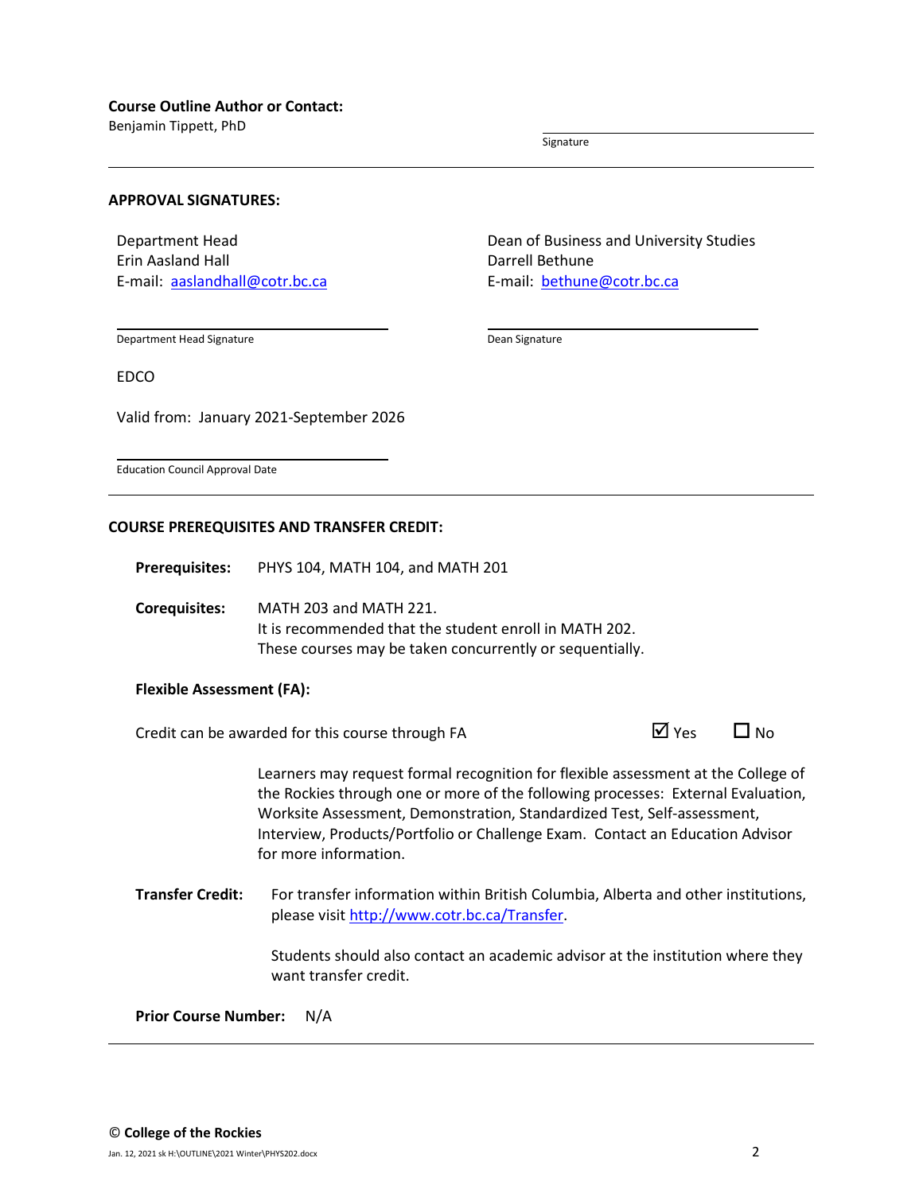**Course Outline Author or Contact:**
Benjamin Tippett, PhD

Signature

---

**APPROVAL SIGNATURES:**

Department Head
Erin Aasland Hall
E-mail: [aaslandhall@cotr.bc.ca](mailto:aaslandhall@cotr.bc.ca)

Department Head Signature

Dean of Business and University Studies
Darrell Bethune
E-mail: [bethune@cotr.bc.ca](mailto:bethune@cotr.bc.ca)

Dean Signature

EDCO

Valid from: January 2021-September 2026

Education Council Approval Date

---

**COURSE PREREQUISITES AND TRANSFER CREDIT:**

**Prerequisites:** PHYS 104, MATH 104, and MATH 201

**Corequisites:** MATH 203 and MATH 221.
It is recommended that the student enroll in MATH 202.
These courses may be taken concurrently or sequentially.

**Flexible Assessment (FA):**

Credit can be awarded for this course through FA ☑ Yes ☐ No

Learners may request formal recognition for flexible assessment at the College of the Rockies through one or more of the following processes: External Evaluation, Worksite Assessment, Demonstration, Standardized Test, Self-assessment, Interview, Products/Portfolio or Challenge Exam. Contact an Education Advisor for more information.

**Transfer Credit:** For transfer information within British Columbia, Alberta and other institutions, please visit [http://www.cotr.bc.ca/Transfer](http://www.cotr.bc.ca/Transfer).

Students should also contact an academic advisor at the institution where they want transfer credit.

**Prior Course Number:** N/A

---

© **College of the Rockies**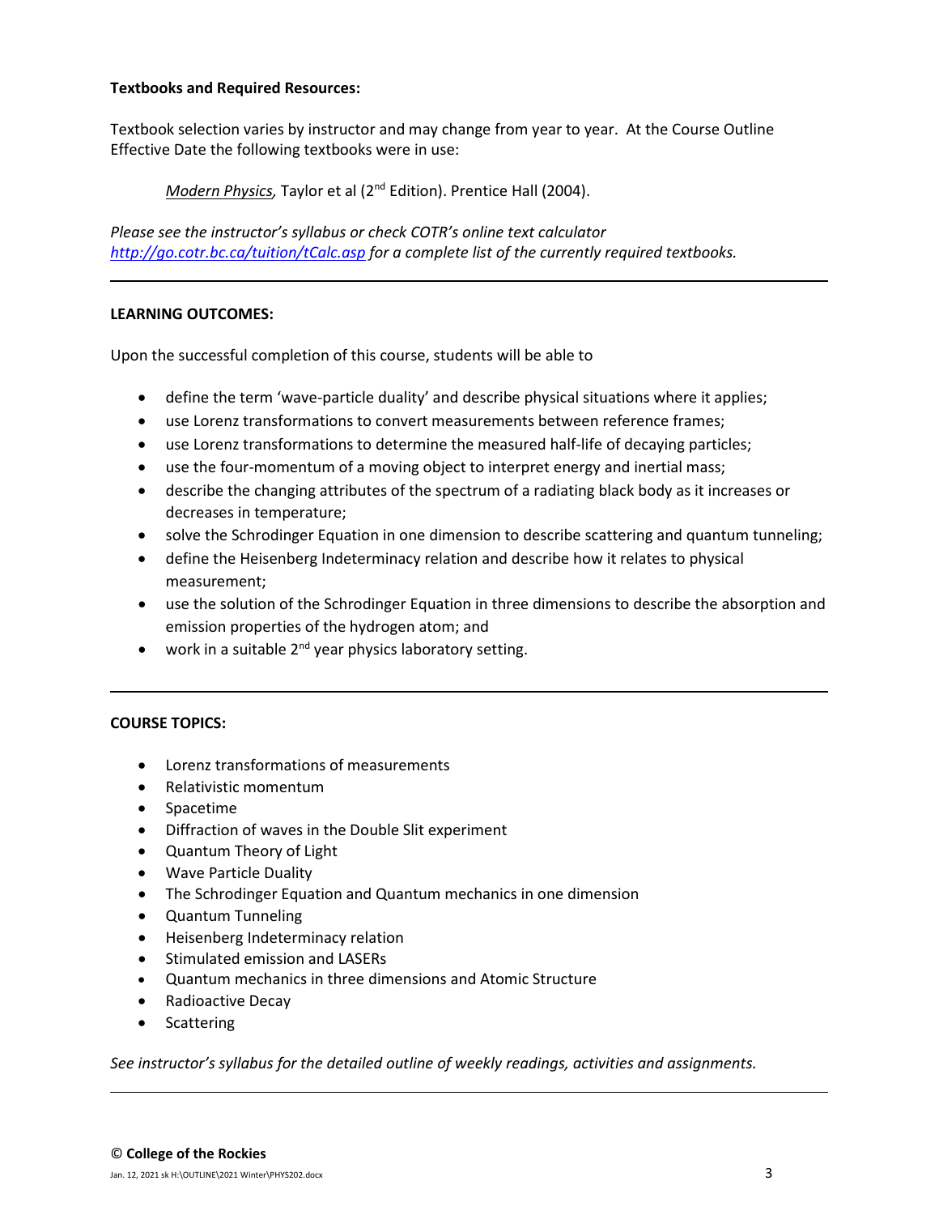**Textbooks and Required Resources:**

Textbook selection varies by instructor and may change from year to year. At the Course Outline Effective Date the following textbooks were in use:

> *Modern Physics,* Taylor et al (2nd Edition). Prentice Hall (2004).

*Please see the instructor's syllabus or check COTR's online text calculator [http://go.cotr.bc.ca/tuition/tCalc.asp](http://go.cotr.bc.ca/tuition/tCalc.asp) for a complete list of the currently required textbooks.*

---

**LEARNING OUTCOMES:**

Upon the successful completion of this course, students will be able to

- define the term 'wave-particle duality' and describe physical situations where it applies;
- use Lorenz transformations to convert measurements between reference frames;
- use Lorenz transformations to determine the measured half-life of decaying particles;
- use the four-momentum of a moving object to interpret energy and inertial mass;
- describe the changing attributes of the spectrum of a radiating black body as it increases or decreases in temperature;
- solve the Schrodinger Equation in one dimension to describe scattering and quantum tunneling;
- define the Heisenberg Indeterminacy relation and describe how it relates to physical measurement;
- use the solution of the Schrodinger Equation in three dimensions to describe the absorption and emission properties of the hydrogen atom; and
- work in a suitable 2nd year physics laboratory setting.

---

**COURSE TOPICS:**

- Lorenz transformations of measurements
- Relativistic momentum
- Spacetime
- Diffraction of waves in the Double Slit experiment
- Quantum Theory of Light
- Wave Particle Duality
- The Schrodinger Equation and Quantum mechanics in one dimension
- Quantum Tunneling
- Heisenberg Indeterminacy relation
- Stimulated emission and LASERs
- Quantum mechanics in three dimensions and Atomic Structure
- Radioactive Decay
- Scattering

*See instructor's syllabus for the detailed outline of weekly readings, activities and assignments.*

---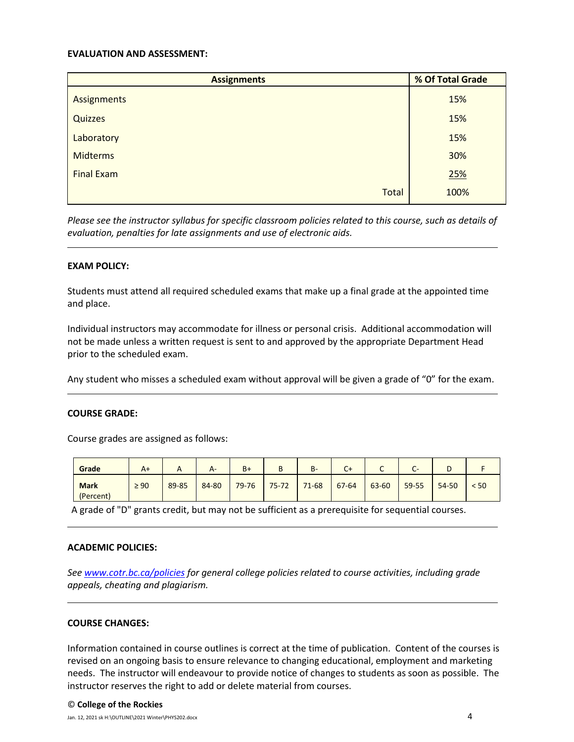**EVALUATION AND ASSESSMENT:**

| Assignments | % Of Total Grade |
|---|---|
| Assignments | 15% |
| Quizzes | 15% |
| Laboratory | 15% |
| Midterms | 30% |
| Final Exam | 25% |
| Total | 100% |

*Please see the instructor syllabus for specific classroom policies related to this course, such as details of evaluation, penalties for late assignments and use of electronic aids.*

---

**EXAM POLICY:**

Students must attend all required scheduled exams that make up a final grade at the appointed time and place.

Individual instructors may accommodate for illness or personal crisis. Additional accommodation will not be made unless a written request is sent to and approved by the appropriate Department Head prior to the scheduled exam.

Any student who misses a scheduled exam without approval will be given a grade of "0" for the exam.

---

**COURSE GRADE:**

Course grades are assigned as follows:

| Grade | A+ | A | A- | B+ | B | B- | C+ | C | C- | D | F |
|---|---|---|---|---|---|---|---|---|---|---|---|
| **Mark** (Percent) | ≥ 90 | 89-85 | 84-80 | 79-76 | 75-72 | 71-68 | 67-64 | 63-60 | 59-55 | 54-50 | < 50 |

A grade of "D" grants credit, but may not be sufficient as a prerequisite for sequential courses.

---

**ACADEMIC POLICIES:**

*See www.cotr.bc.ca/policies for general college policies related to course activities, including grade appeals, cheating and plagiarism.*

---

**COURSE CHANGES:**

Information contained in course outlines is correct at the time of publication. Content of the courses is revised on an ongoing basis to ensure relevance to changing educational, employment and marketing needs. The instructor will endeavour to provide notice of changes to students as soon as possible. The instructor reserves the right to add or delete material from courses.

© **College of the Rockies**